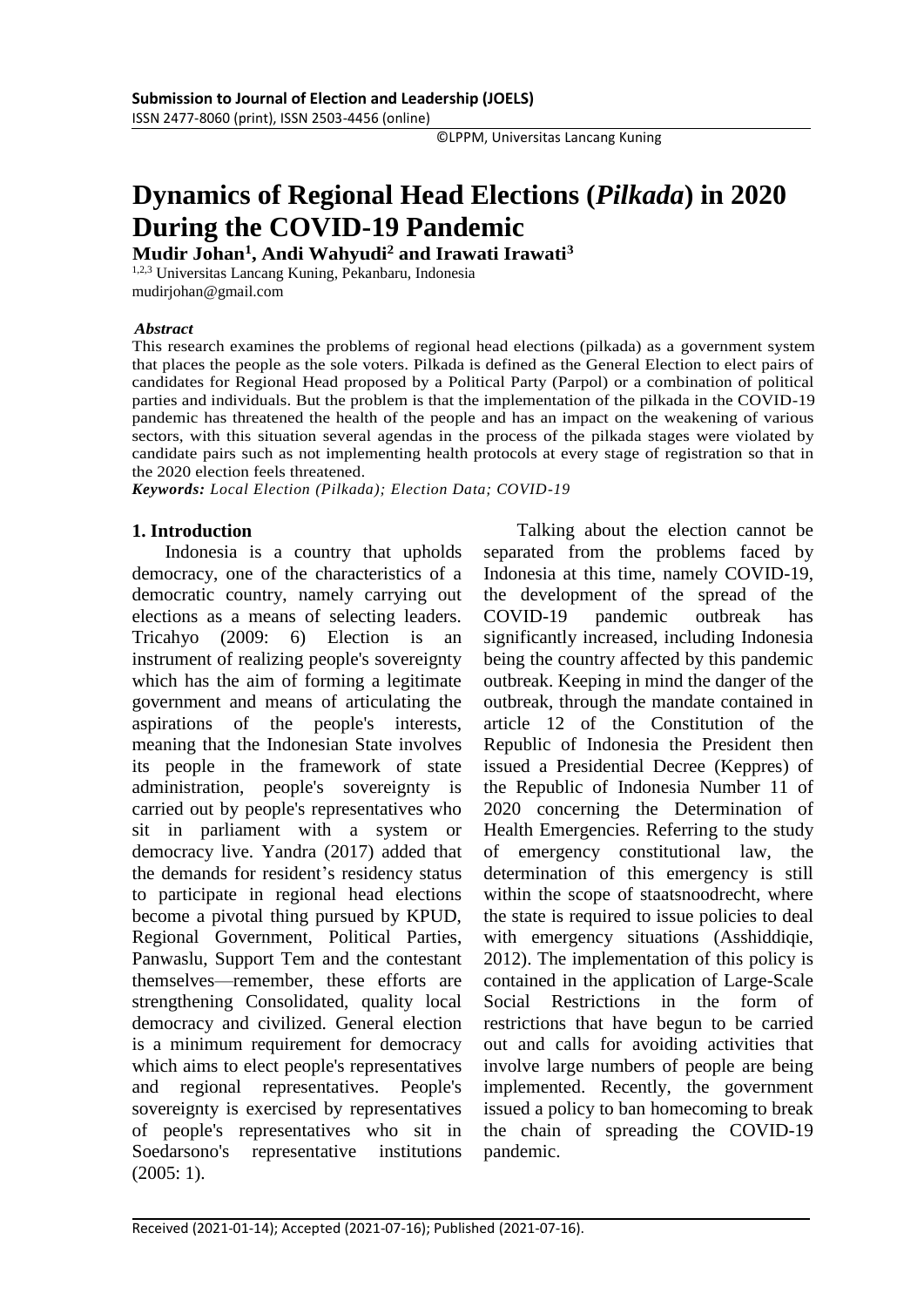**Submission to Journal of Election and Leadership (JOELS)**
ISSN 2477-8060 (print), ISSN 2503-4456 (online)

©LPPM, Universitas Lancang Kuning

# Dynamics of Regional Head Elections (*Pilkada*) in 2020 During the COVID-19 Pandemic

**Mudir Johan[1], Andi Wahyudi[2] and Irawati Irawati[3]**

[1,2,3] Universitas Lancang Kuning, Pekanbaru, Indonesia
mudirjohan@gmail.com

***Abstract***

This research examines the problems of regional head elections (pilkada) as a government system that places the people as the sole voters. Pilkada is defined as the General Election to elect pairs of candidates for Regional Head proposed by a Political Party (Parpol) or a combination of political parties and individuals. But the problem is that the implementation of the pilkada in the COVID-19 pandemic has threatened the health of the people and has an impact on the weakening of various sectors, with this situation several agendas in the process of the pilkada stages were violated by candidate pairs such as not implementing health protocols at every stage of registration so that in the 2020 election feels threatened.

***Keywords:*** *Local Election (Pilkada); Election Data; COVID-19*

## 1. Introduction

Indonesia is a country that upholds democracy, one of the characteristics of a democratic country, namely carrying out elections as a means of selecting leaders. Tricahyo (2009: 6) Election is an instrument of realizing people's sovereignty which has the aim of forming a legitimate government and means of articulating the aspirations of the people's interests, meaning that the Indonesian State involves its people in the framework of state administration, people's sovereignty is carried out by people's representatives who sit in parliament with a system or democracy live. Yandra (2017) added that the demands for resident's residency status to participate in regional head elections become a pivotal thing pursued by KPUD, Regional Government, Political Parties, Panwaslu, Support Tem and the contestant themselves—remember, these efforts are strengthening Consolidated, quality local democracy and civilized. General election is a minimum requirement for democracy which aims to elect people's representatives and regional representatives. People's sovereignty is exercised by representatives of people's representatives who sit in Soedarsono's representative institutions (2005: 1).

Talking about the election cannot be separated from the problems faced by Indonesia at this time, namely COVID-19, the development of the spread of the COVID-19 pandemic outbreak has significantly increased, including Indonesia being the country affected by this pandemic outbreak. Keeping in mind the danger of the outbreak, through the mandate contained in article 12 of the Constitution of the Republic of Indonesia the President then issued a Presidential Decree (Keppres) of the Republic of Indonesia Number 11 of 2020 concerning the Determination of Health Emergencies. Referring to the study of emergency constitutional law, the determination of this emergency is still within the scope of staatsnoodrecht, where the state is required to issue policies to deal with emergency situations (Asshiddiqie, 2012). The implementation of this policy is contained in the application of Large-Scale Social Restrictions in the form of restrictions that have begun to be carried out and calls for avoiding activities that involve large numbers of people are being implemented. Recently, the government issued a policy to ban homecoming to break the chain of spreading the COVID-19 pandemic.

Received (2021-01-14); Accepted (2021-07-16); Published (2021-07-16).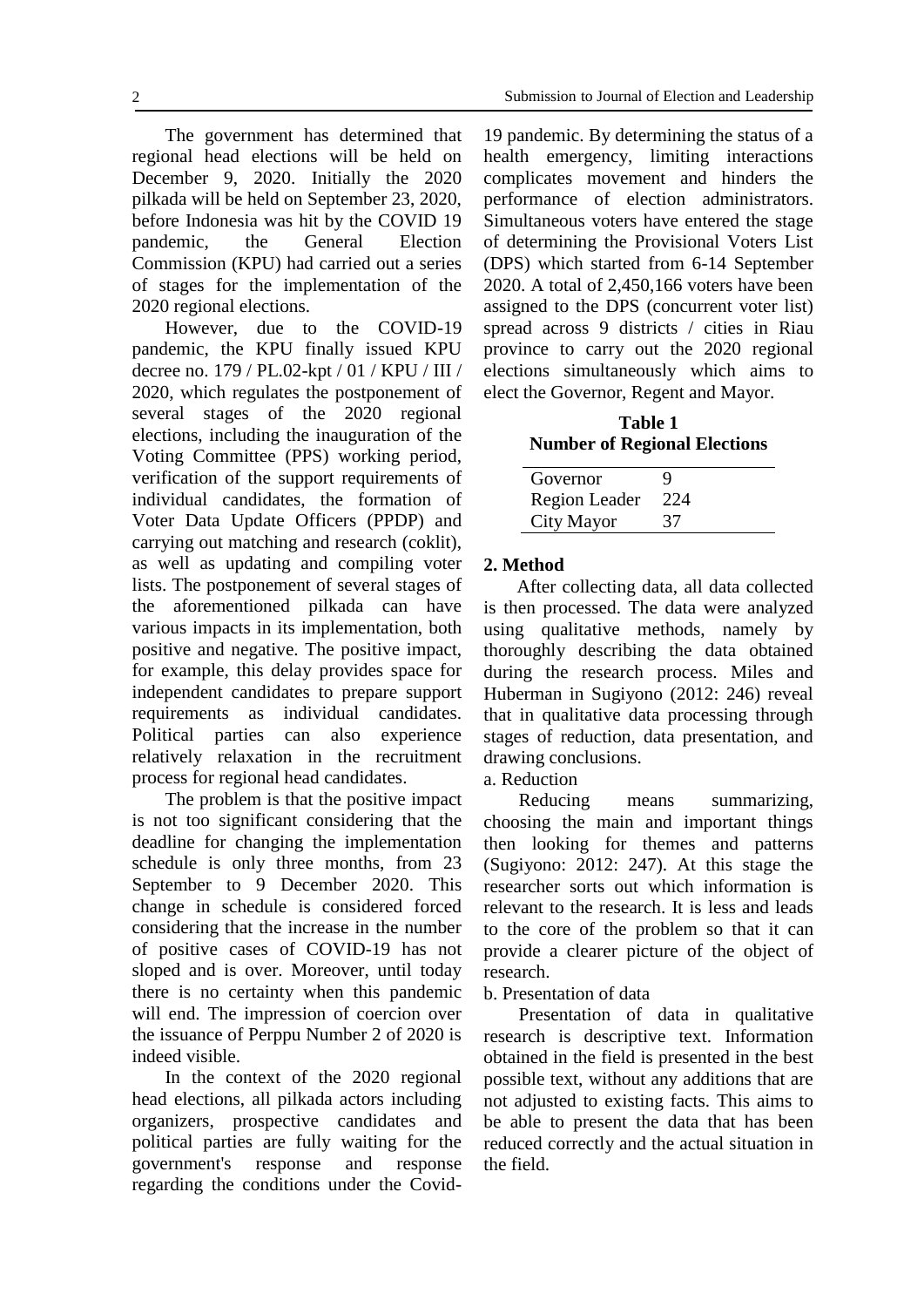The government has determined that regional head elections will be held on December 9, 2020. Initially the 2020 pilkada will be held on September 23, 2020, before Indonesia was hit by the COVID 19 pandemic, the General Election Commission (KPU) had carried out a series of stages for the implementation of the 2020 regional elections.

However, due to the COVID-19 pandemic, the KPU finally issued KPU decree no. 179 / PL.02-kpt / 01 / KPU / III / 2020, which regulates the postponement of several stages of the 2020 regional elections, including the inauguration of the Voting Committee (PPS) working period, verification of the support requirements of individual candidates, the formation of Voter Data Update Officers (PPDP) and carrying out matching and research (coklit), as well as updating and compiling voter lists. The postponement of several stages of the aforementioned pilkada can have various impacts in its implementation, both positive and negative. The positive impact, for example, this delay provides space for independent candidates to prepare support requirements as individual candidates. Political parties can also experience relatively relaxation in the recruitment process for regional head candidates.

The problem is that the positive impact is not too significant considering that the deadline for changing the implementation schedule is only three months, from 23 September to 9 December 2020. This change in schedule is considered forced considering that the increase in the number of positive cases of COVID-19 has not sloped and is over. Moreover, until today there is no certainty when this pandemic will end. The impression of coercion over the issuance of Perppu Number 2 of 2020 is indeed visible.

In the context of the 2020 regional head elections, all pilkada actors including organizers, prospective candidates and political parties are fully waiting for the government's response and response regarding the conditions under the Covid-19 pandemic. By determining the status of a health emergency, limiting interactions complicates movement and hinders the performance of election administrators. Simultaneous voters have entered the stage of determining the Provisional Voters List (DPS) which started from 6-14 September 2020. A total of 2,450,166 voters have been assigned to the DPS (concurrent voter list) spread across 9 districts / cities in Riau province to carry out the 2020 regional elections simultaneously which aims to elect the Governor, Regent and Mayor.

**Table 1**
**Number of Regional Elections**

| | |
|---|---|
| Governor | 9 |
| Region Leader | 224 |
| City Mayor | 37 |

## 2. Method

After collecting data, all data collected is then processed. The data were analyzed using qualitative methods, namely by thoroughly describing the data obtained during the research process. Miles and Huberman in Sugiyono (2012: 246) reveal that in qualitative data processing through stages of reduction, data presentation, and drawing conclusions.

a. Reduction

Reducing means summarizing, choosing the main and important things then looking for themes and patterns (Sugiyono: 2012: 247). At this stage the researcher sorts out which information is relevant to the research. It is less and leads to the core of the problem so that it can provide a clearer picture of the object of research.

b. Presentation of data

Presentation of data in qualitative research is descriptive text. Information obtained in the field is presented in the best possible text, without any additions that are not adjusted to existing facts. This aims to be able to present the data that has been reduced correctly and the actual situation in the field.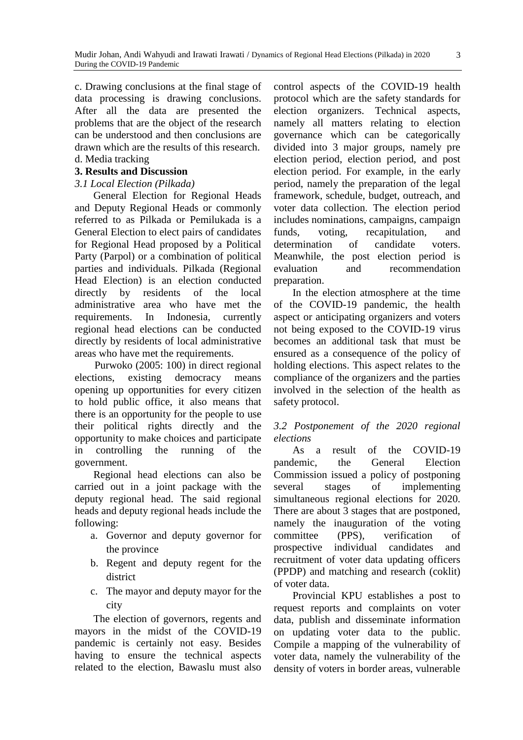c. Drawing conclusions at the final stage of data processing is drawing conclusions. After all the data are presented the problems that are the object of the research can be understood and then conclusions are drawn which are the results of this research.
d. Media tracking

## 3. Results and Discussion

### *3.1 Local Election (Pilkada)*

General Election for Regional Heads and Deputy Regional Heads or commonly referred to as Pilkada or Pemilukada is a General Election to elect pairs of candidates for Regional Head proposed by a Political Party (Parpol) or a combination of political parties and individuals. Pilkada (Regional Head Election) is an election conducted directly by residents of the local administrative area who have met the requirements. In Indonesia, currently regional head elections can be conducted directly by residents of local administrative areas who have met the requirements.

Purwoko (2005: 100) in direct regional elections, existing democracy means opening up opportunities for every citizen to hold public office, it also means that there is an opportunity for the people to use their political rights directly and the opportunity to make choices and participate in controlling the running of the government.

Regional head elections can also be carried out in a joint package with the deputy regional head. The said regional heads and deputy regional heads include the following:

a. Governor and deputy governor for the province
b. Regent and deputy regent for the district
c. The mayor and deputy mayor for the city

The election of governors, regents and mayors in the midst of the COVID-19 pandemic is certainly not easy. Besides having to ensure the technical aspects related to the election, Bawaslu must also control aspects of the COVID-19 health protocol which are the safety standards for election organizers. Technical aspects, namely all matters relating to election governance which can be categorically divided into 3 major groups, namely pre election period, election period, and post election period. For example, in the early period, namely the preparation of the legal framework, schedule, budget, outreach, and voter data collection. The election period includes nominations, campaigns, campaign funds, voting, recapitulation, and determination of candidate voters. Meanwhile, the post election period is evaluation and recommendation preparation.

In the election atmosphere at the time of the COVID-19 pandemic, the health aspect or anticipating organizers and voters not being exposed to the COVID-19 virus becomes an additional task that must be ensured as a consequence of the policy of holding elections. This aspect relates to the compliance of the organizers and the parties involved in the selection of the health as safety protocol.

### *3.2 Postponement of the 2020 regional elections*

As a result of the COVID-19 pandemic, the General Election Commission issued a policy of postponing several stages of implementing simultaneous regional elections for 2020. There are about 3 stages that are postponed, namely the inauguration of the voting committee (PPS), verification of prospective individual candidates and recruitment of voter data updating officers (PPDP) and matching and research (coklit) of voter data.

Provincial KPU establishes a post to request reports and complaints on voter data, publish and disseminate information on updating voter data to the public. Compile a mapping of the vulnerability of voter data, namely the vulnerability of the density of voters in border areas, vulnerable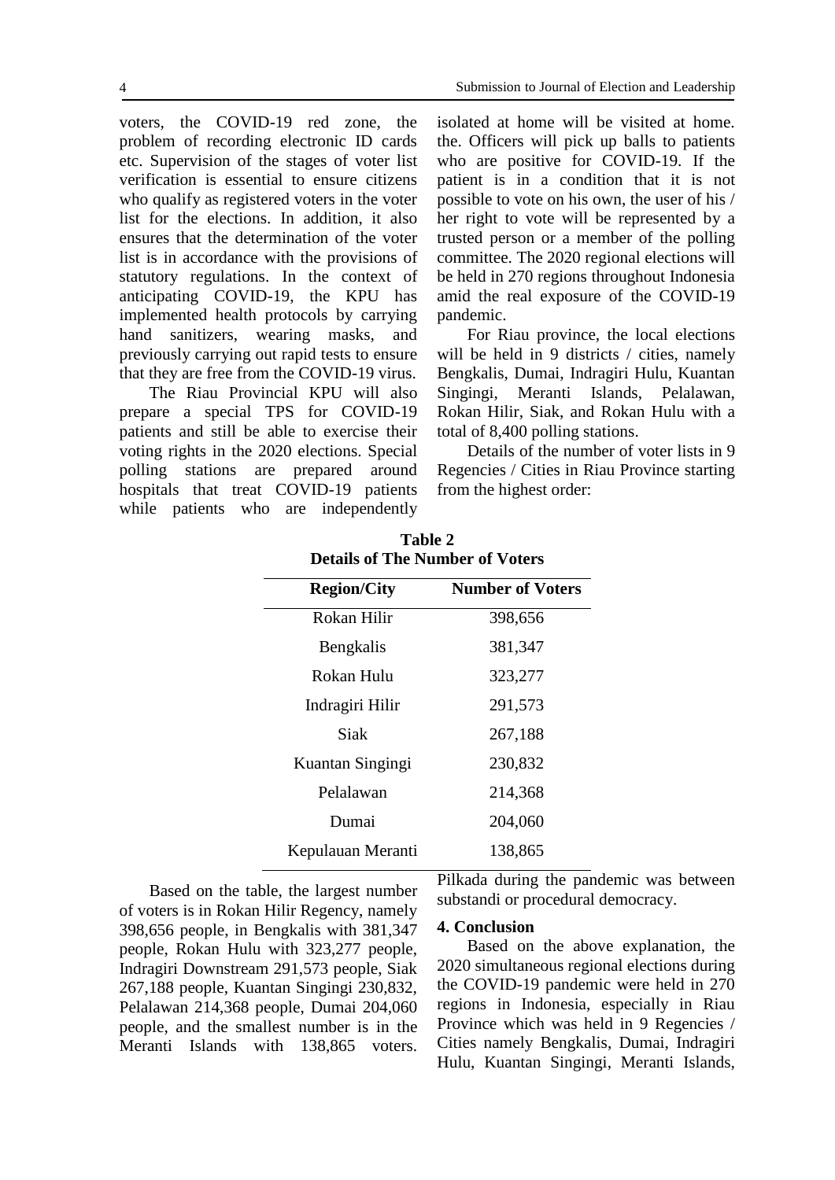voters, the COVID-19 red zone, the problem of recording electronic ID cards etc. Supervision of the stages of voter list verification is essential to ensure citizens who qualify as registered voters in the voter list for the elections. In addition, it also ensures that the determination of the voter list is in accordance with the provisions of statutory regulations. In the context of anticipating COVID-19, the KPU has implemented health protocols by carrying hand sanitizers, wearing masks, and previously carrying out rapid tests to ensure that they are free from the COVID-19 virus.

The Riau Provincial KPU will also prepare a special TPS for COVID-19 patients and still be able to exercise their voting rights in the 2020 elections. Special polling stations are prepared around hospitals that treat COVID-19 patients while patients who are independently isolated at home will be visited at home. the. Officers will pick up balls to patients who are positive for COVID-19. If the patient is in a condition that it is not possible to vote on his own, the user of his / her right to vote will be represented by a trusted person or a member of the polling committee. The 2020 regional elections will be held in 270 regions throughout Indonesia amid the real exposure of the COVID-19 pandemic.

For Riau province, the local elections will be held in 9 districts / cities, namely Bengkalis, Dumai, Indragiri Hulu, Kuantan Singingi, Meranti Islands, Pelalawan, Rokan Hilir, Siak, and Rokan Hulu with a total of 8,400 polling stations.

Details of the number of voter lists in 9 Regencies / Cities in Riau Province starting from the highest order:

**Table 2**
**Details of The Number of Voters**

| Region/City | Number of Voters |
|---|---|
| Rokan Hilir | 398,656 |
| Bengkalis | 381,347 |
| Rokan Hulu | 323,277 |
| Indragiri Hilir | 291,573 |
| Siak | 267,188 |
| Kuantan Singingi | 230,832 |
| Pelalawan | 214,368 |
| Dumai | 204,060 |
| Kepulauan Meranti | 138,865 |

Based on the table, the largest number of voters is in Rokan Hilir Regency, namely 398,656 people, in Bengkalis with 381,347 people, Rokan Hulu with 323,277 people, Indragiri Downstream 291,573 people, Siak 267,188 people, Kuantan Singingi 230,832, Pelalawan 214,368 people, Dumai 204,060 people, and the smallest number is in the Meranti Islands with 138,865 voters. Pilkada during the pandemic was between substandi or procedural democracy.

## 4. Conclusion

Based on the above explanation, the 2020 simultaneous regional elections during the COVID-19 pandemic were held in 270 regions in Indonesia, especially in Riau Province which was held in 9 Regencies / Cities namely Bengkalis, Dumai, Indragiri Hulu, Kuantan Singingi, Meranti Islands,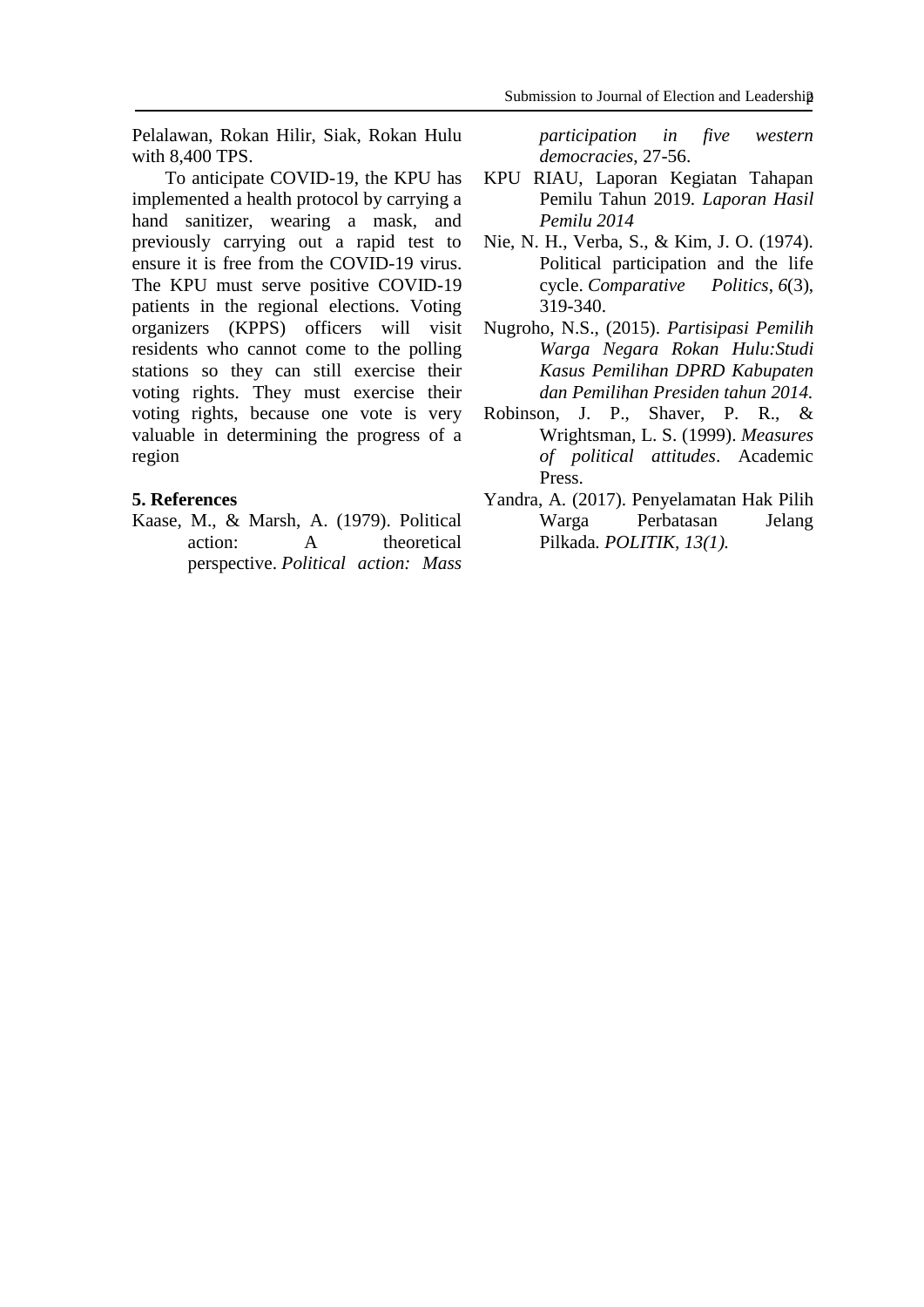Pelalawan, Rokan Hilir, Siak, Rokan Hulu with 8,400 TPS.

To anticipate COVID-19, the KPU has implemented a health protocol by carrying a hand sanitizer, wearing a mask, and previously carrying out a rapid test to ensure it is free from the COVID-19 virus. The KPU must serve positive COVID-19 patients in the regional elections. Voting organizers (KPPS) officers will visit residents who cannot come to the polling stations so they can still exercise their voting rights. They must exercise their voting rights, because one vote is very valuable in determining the progress of a region

## 5. References

Kaase, M., & Marsh, A. (1979). Political action: A theoretical perspective. *Political action: Mass participation in five western democracies*, 27-56.

KPU RIAU, Laporan Kegiatan Tahapan Pemilu Tahun 2019. *Laporan Hasil Pemilu 2014*

Nie, N. H., Verba, S., & Kim, J. O. (1974). Political participation and the life cycle. *Comparative Politics*, *6*(3), 319-340.

Nugroho, N.S., (2015). *Partisipasi Pemilih Warga Negara Rokan Hulu:Studi Kasus Pemilihan DPRD Kabupaten dan Pemilihan Presiden tahun 2014.*

Robinson, J. P., Shaver, P. R., & Wrightsman, L. S. (1999). *Measures of political attitudes*. Academic Press.

Yandra, A. (2017). Penyelamatan Hak Pilih Warga Perbatasan Jelang Pilkada. *POLITIK, 13(1).*